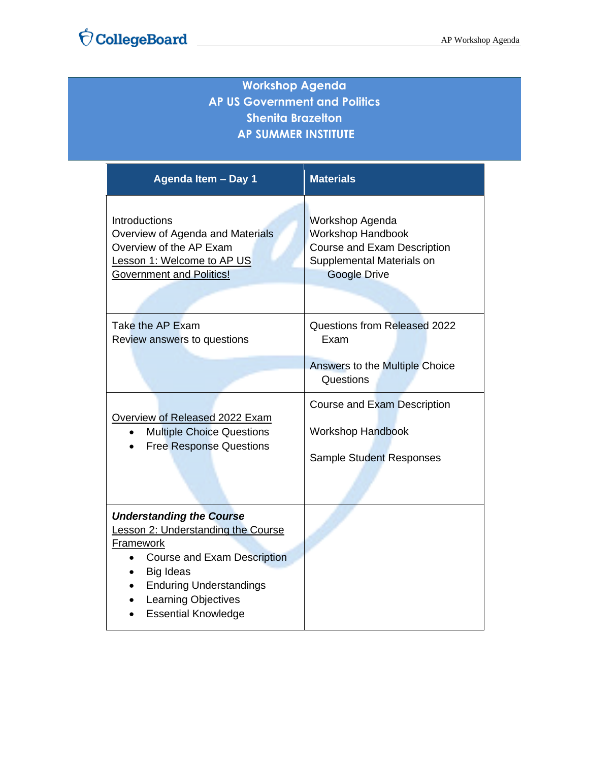# Workshop Agenda
## AP US Government and Politics
## Shenita Brazelton
## AP SUMMER INSTITUTE

| Agenda Item – Day 1 | Materials |
|---|---|
| Introductions<br>Overview of Agenda and Materials<br>Overview of the AP Exam<br>Lesson 1: Welcome to AP US Government and Politics! | Workshop Agenda<br>Workshop Handbook<br>Course and Exam Description<br>Supplemental Materials on Google Drive |
| Take the AP Exam<br>Review answers to questions | Questions from Released 2022 Exam<br><br>Answers to the Multiple Choice Questions |
| Overview of Released 2022 Exam<br>• Multiple Choice Questions<br>• Free Response Questions | Course and Exam Description<br><br>Workshop Handbook<br><br>Sample Student Responses |
| ***Understanding the Course***<br>Lesson 2: Understanding the Course Framework<br>• Course and Exam Description<br>• Big Ideas<br>• Enduring Understandings<br>• Learning Objectives<br>• Essential Knowledge | |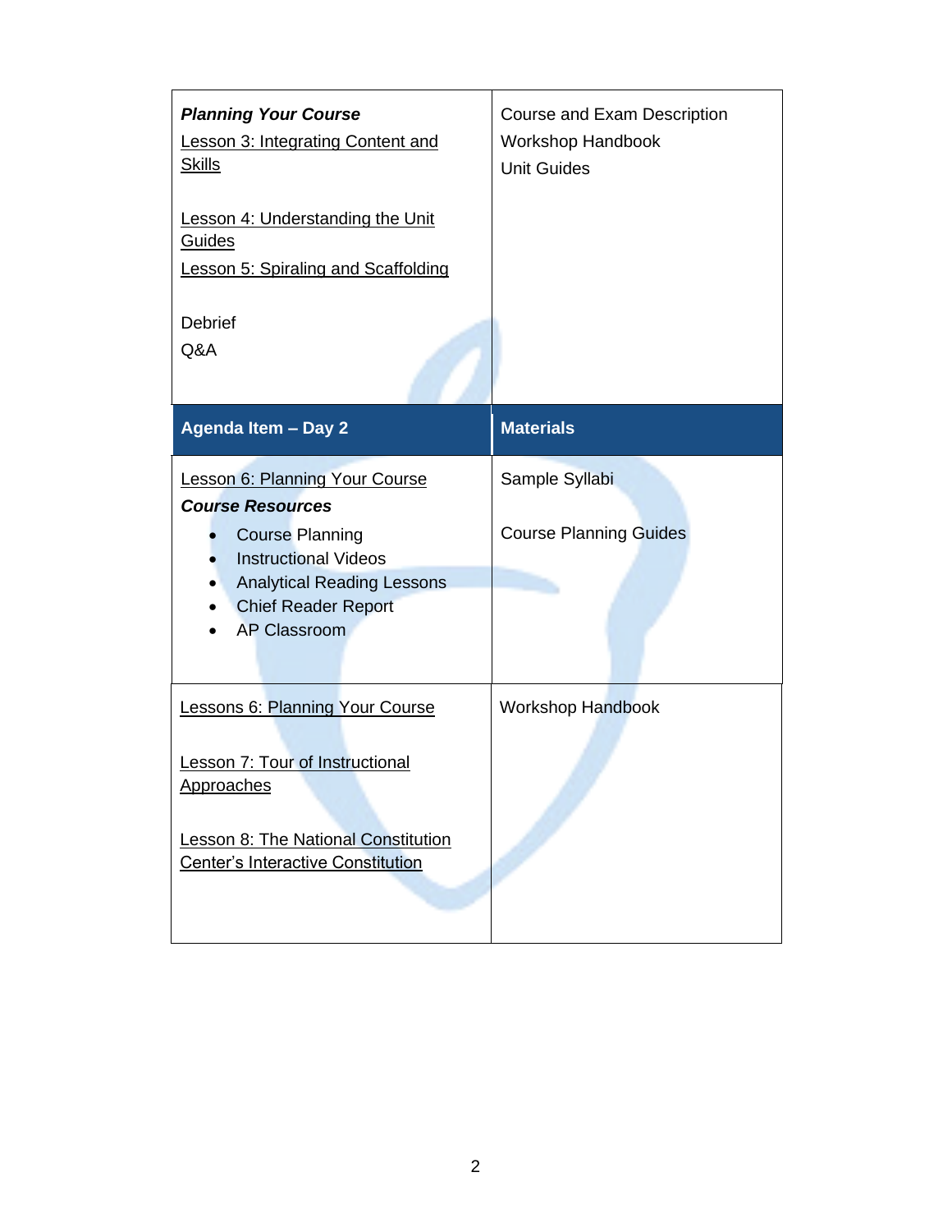| | |
|---|---|
| ***Planning Your Course***<br>Lesson 3: Integrating Content and Skills<br><br>Lesson 4: Understanding the Unit Guides<br>Lesson 5: Spiraling and Scaffolding<br><br>Debrief<br>Q&A | Course and Exam Description<br>Workshop Handbook<br>Unit Guides |

| Agenda Item – Day 2 | Materials |
|---|---|
| Lesson 6: Planning Your Course<br>***Course Resources***<br>• Course Planning<br>• Instructional Videos<br>• Analytical Reading Lessons<br>• Chief Reader Report<br>• AP Classroom | Sample Syllabi<br><br>Course Planning Guides |
| Lessons 6: Planning Your Course<br><br>Lesson 7: Tour of Instructional Approaches<br><br>Lesson 8: The National Constitution Center's Interactive Constitution | Workshop Handbook |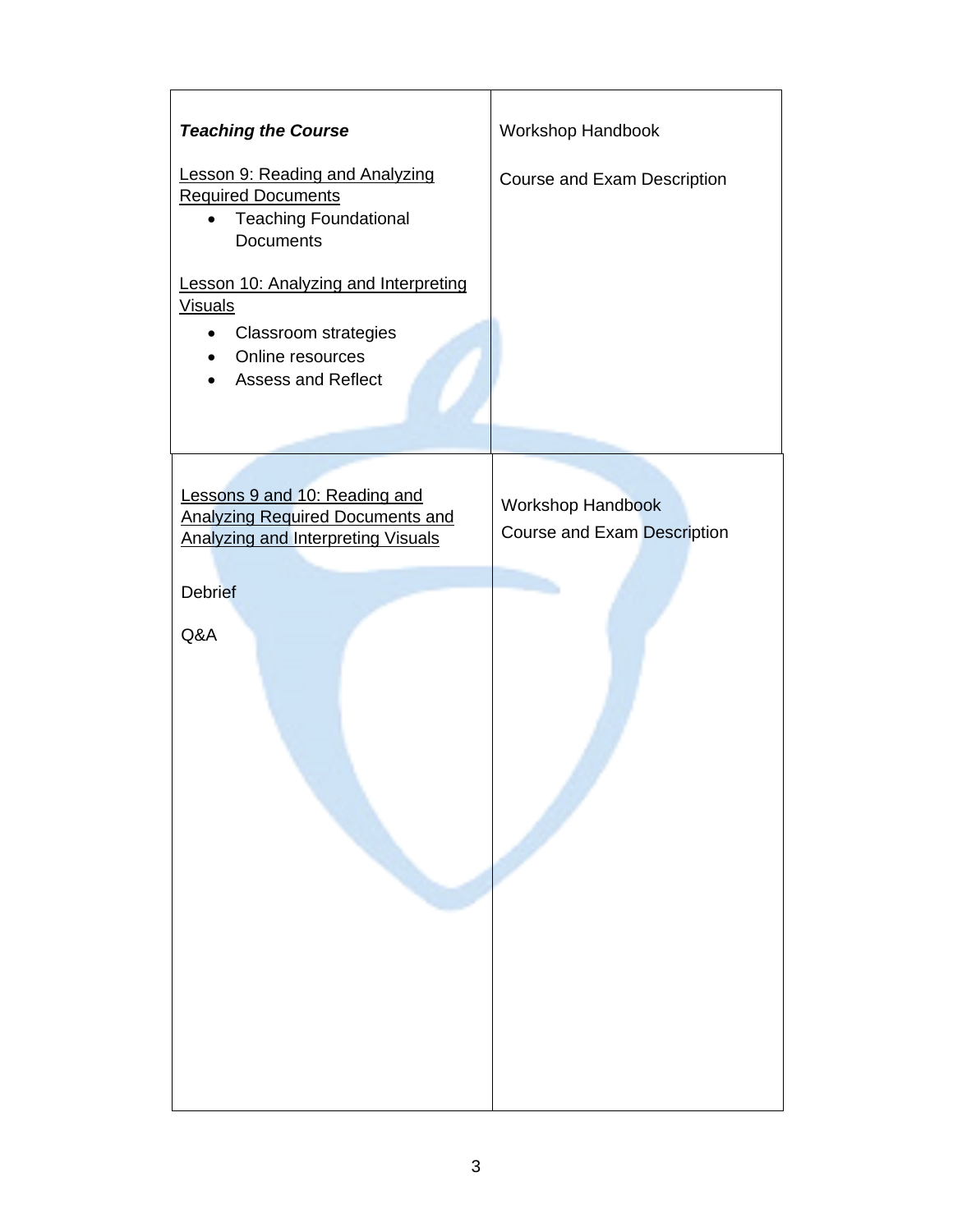| | |
|---|---|
| ***Teaching the Course***<br><br>Lesson 9: Reading and Analyzing Required Documents<br>• Teaching Foundational Documents<br><br>Lesson 10: Analyzing and Interpreting Visuals<br>• Classroom strategies<br>• Online resources<br>• Assess and Reflect | Workshop Handbook<br><br>Course and Exam Description |
| Lessons 9 and 10: Reading and Analyzing Required Documents and Analyzing and Interpreting Visuals<br><br>Debrief<br><br>Q&A | Workshop Handbook<br>Course and Exam Description |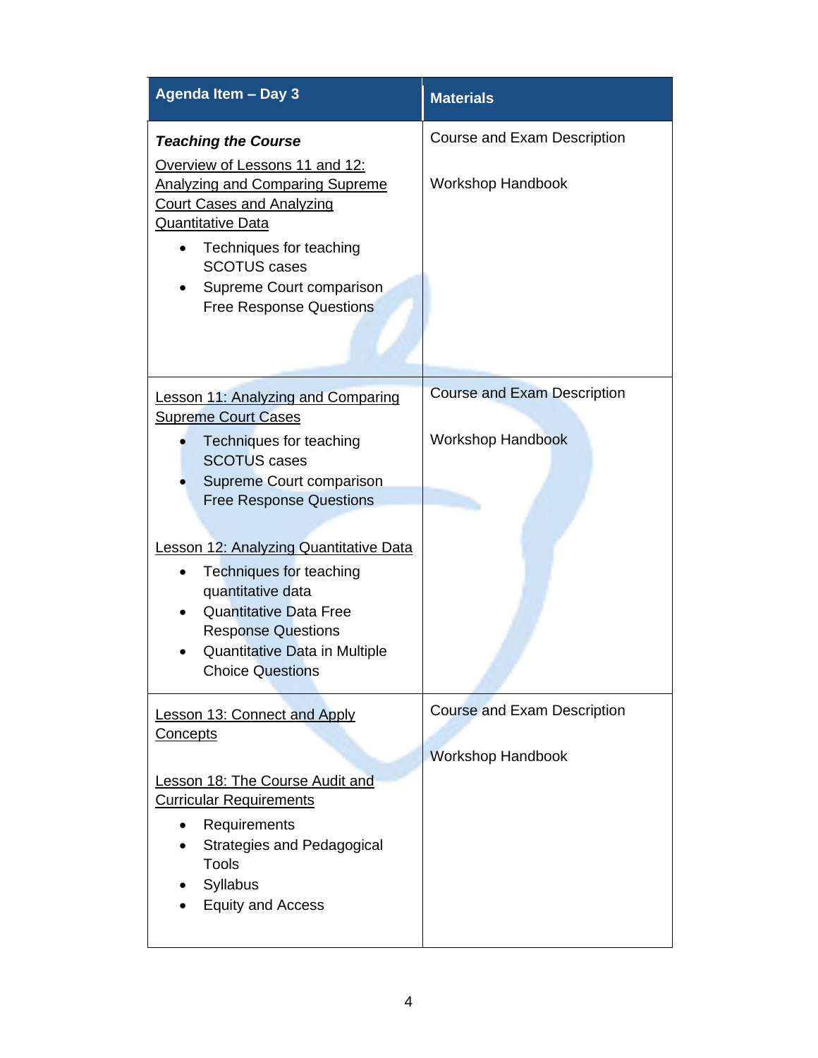| Agenda Item – Day 3 | Materials |
|---|---|
| ***Teaching the Course***<br>Overview of Lessons 11 and 12: Analyzing and Comparing Supreme Court Cases and Analyzing Quantitative Data<br>• Techniques for teaching SCOTUS cases<br>• Supreme Court comparison Free Response Questions | Course and Exam Description<br><br>Workshop Handbook |
| Lesson 11: Analyzing and Comparing Supreme Court Cases<br>• Techniques for teaching SCOTUS cases<br>• Supreme Court comparison Free Response Questions<br><br>Lesson 12: Analyzing Quantitative Data<br>• Techniques for teaching quantitative data<br>• Quantitative Data Free Response Questions<br>• Quantitative Data in Multiple Choice Questions | Course and Exam Description<br><br>Workshop Handbook |
| Lesson 13: Connect and Apply Concepts<br><br>Lesson 18: The Course Audit and Curricular Requirements<br>• Requirements<br>• Strategies and Pedagogical Tools<br>• Syllabus<br>• Equity and Access | Course and Exam Description<br><br>Workshop Handbook |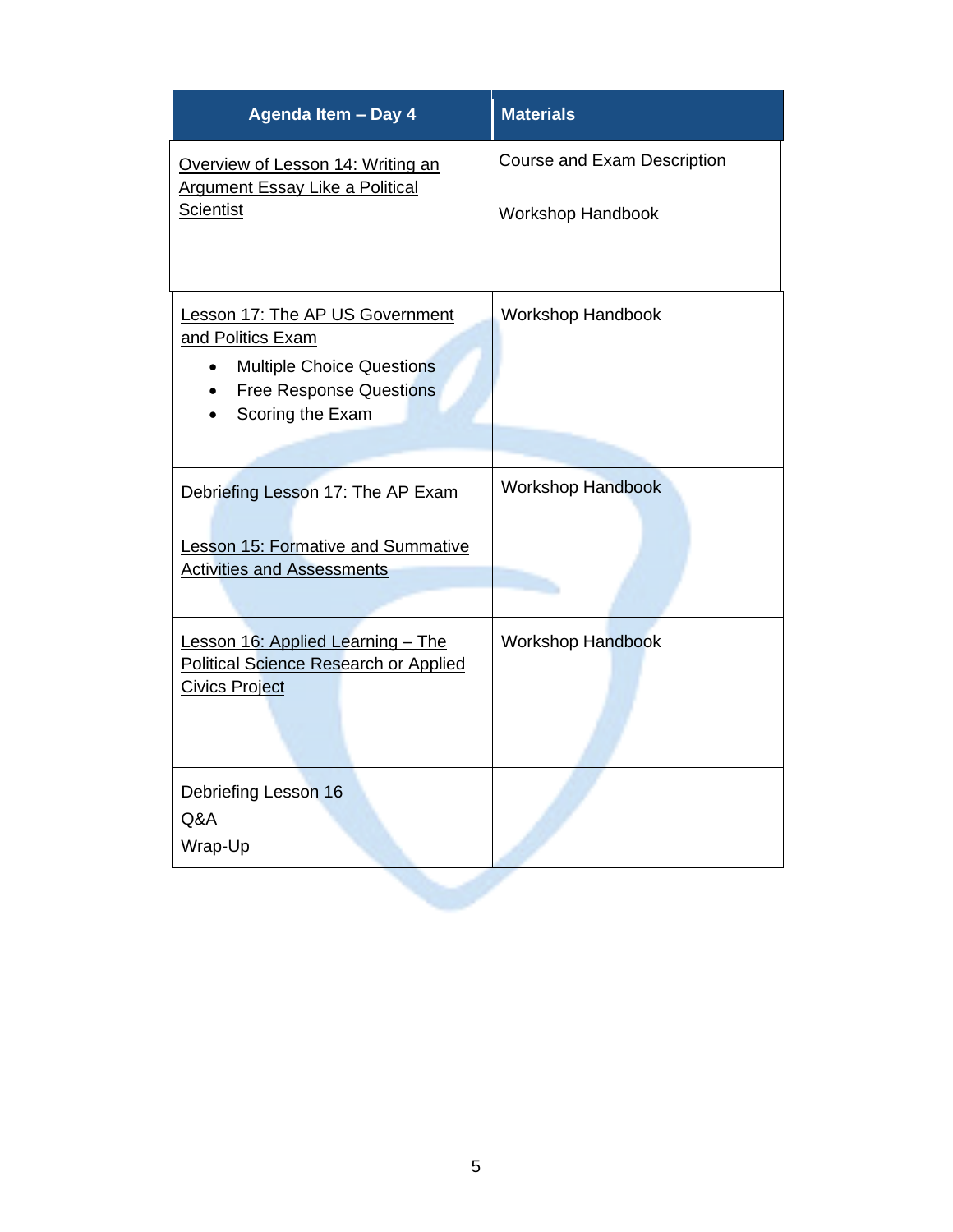| Agenda Item – Day 4 | Materials |
| --- | --- |
| Overview of Lesson 14: Writing an Argument Essay Like a Political Scientist | Course and Exam Description<br><br>Workshop Handbook |
| Lesson 17: The AP US Government and Politics Exam<br>• Multiple Choice Questions<br>• Free Response Questions<br>• Scoring the Exam | Workshop Handbook |
| Debriefing Lesson 17: The AP Exam<br><br>Lesson 15: Formative and Summative Activities and Assessments | Workshop Handbook |
| Lesson 16: Applied Learning – The Political Science Research or Applied Civics Project | Workshop Handbook |
| Debriefing Lesson 16<br>Q&A<br>Wrap-Up | |